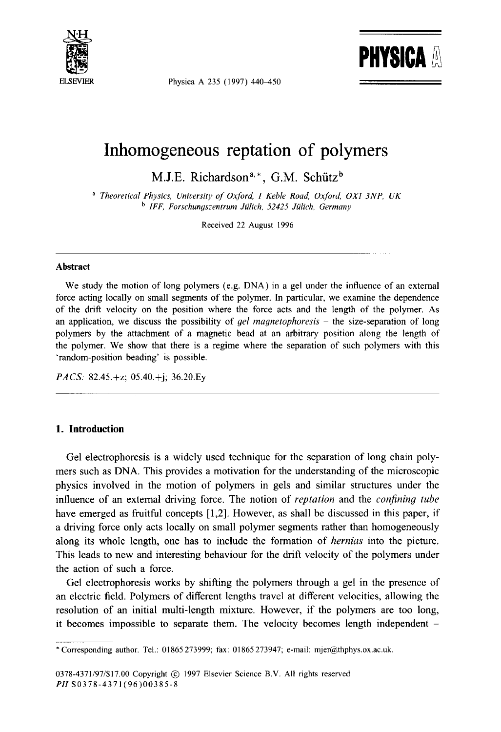# Inhomogeneous reptation of polymers

M.J.E. Richardson[a,*], G.M. Schütz[b]

[a] *Theoretical Physics, University of Oxford, 1 Keble Road, Oxford, OX1 3NP, UK*
[b] *IFF, Forschungszentrum Jülich, 52425 Jülich, Germany*

Received 22 August 1996

## Abstract

We study the motion of long polymers (e.g. DNA) in a gel under the influence of an external force acting locally on small segments of the polymer. In particular, we examine the dependence of the drift velocity on the position where the force acts and the length of the polymer. As an application, we discuss the possibility of *gel magnetophoresis* – the size-separation of long polymers by the attachment of a magnetic bead at an arbitrary position along the length of the polymer. We show that there is a regime where the separation of such polymers with this 'random-position beading' is possible.

*PACS:* 82.45.+z; 05.40.+j; 36.20.Ey

## 1. Introduction

Gel electrophoresis is a widely used technique for the separation of long chain polymers such as DNA. This provides a motivation for the understanding of the microscopic physics involved in the motion of polymers in gels and similar structures under the influence of an external driving force. The notion of *reptation* and the *confining tube* have emerged as fruitful concepts [1,2]. However, as shall be discussed in this paper, if a driving force only acts locally on small polymer segments rather than homogeneously along its whole length, one has to include the formation of *hernias* into the picture. This leads to new and interesting behaviour for the drift velocity of the polymers under the action of such a force.

Gel electrophoresis works by shifting the polymers through a gel in the presence of an electric field. Polymers of different lengths travel at different velocities, allowing the resolution of an initial multi-length mixture. However, if the polymers are too long, it becomes impossible to separate them. The velocity becomes length independent –

---

* Corresponding author. Tel.: 01865 273999; fax: 01865 273947; e-mail: mjer@thphys.ox.ac.uk.

0378-4371/97/$17.00 Copyright © 1997 Elsevier Science B.V. All rights reserved
*PII* S0378-4371(96)00385-8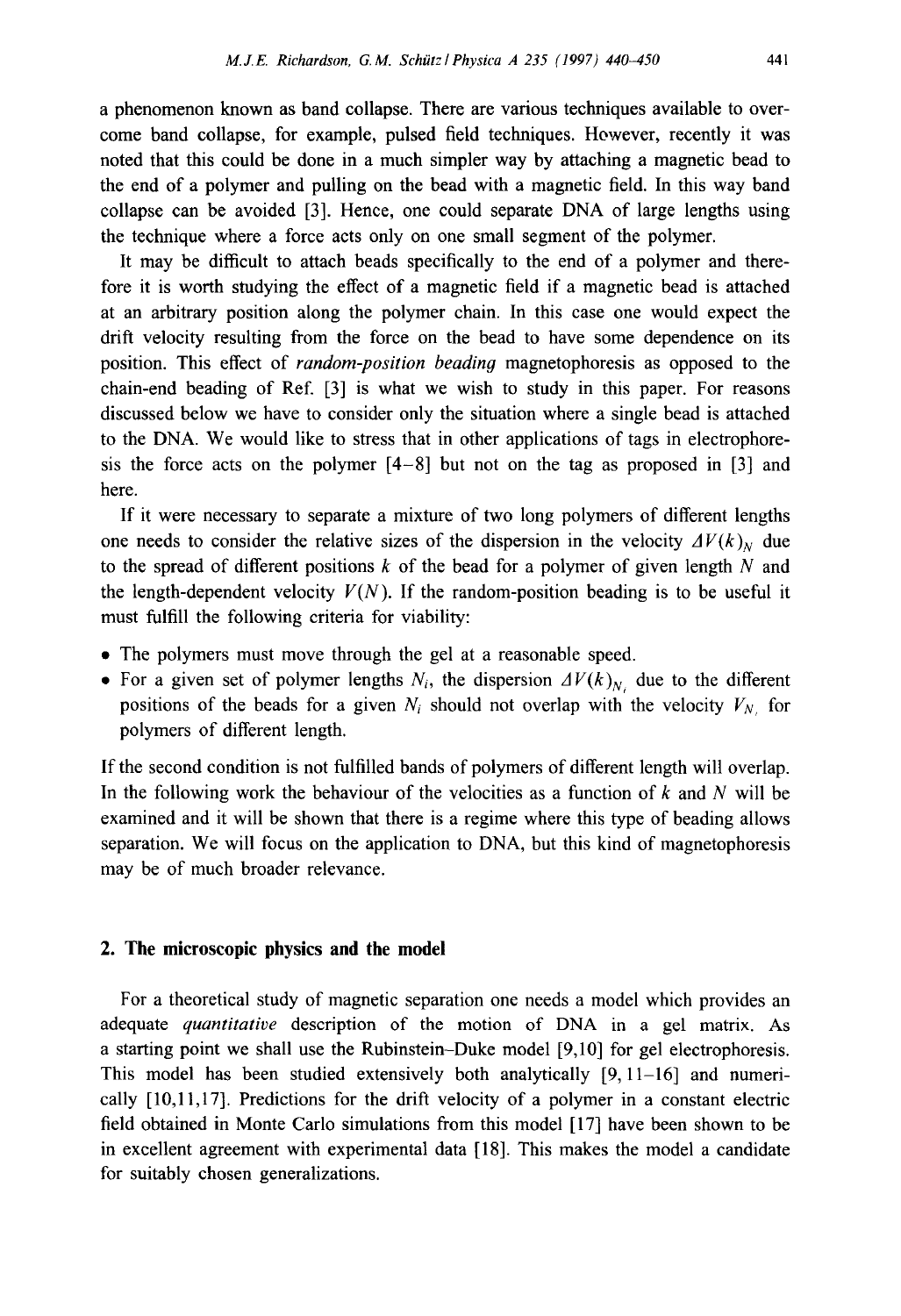a phenomenon known as band collapse. There are various techniques available to overcome band collapse, for example, pulsed field techniques. However, recently it was noted that this could be done in a much simpler way by attaching a magnetic bead to the end of a polymer and pulling on the bead with a magnetic field. In this way band collapse can be avoided [3]. Hence, one could separate DNA of large lengths using the technique where a force acts only on one small segment of the polymer.

It may be difficult to attach beads specifically to the end of a polymer and therefore it is worth studying the effect of a magnetic field if a magnetic bead is attached at an arbitrary position along the polymer chain. In this case one would expect the drift velocity resulting from the force on the bead to have some dependence on its position. This effect of *random-position beading* magnetophoresis as opposed to the chain-end beading of Ref. [3] is what we wish to study in this paper. For reasons discussed below we have to consider only the situation where a single bead is attached to the DNA. We would like to stress that in other applications of tags in electrophoresis the force acts on the polymer [4–8] but not on the tag as proposed in [3] and here.

If it were necessary to separate a mixture of two long polymers of different lengths one needs to consider the relative sizes of the dispersion in the velocity $\Delta V(k)_N$ due to the spread of different positions $k$ of the bead for a polymer of given length $N$ and the length-dependent velocity $V(N)$. If the random-position beading is to be useful it must fulfill the following criteria for viability:

- The polymers must move through the gel at a reasonable speed.
- For a given set of polymer lengths $N_i$, the dispersion $\Delta V(k)_{N_i}$ due to the different positions of the beads for a given $N_i$ should not overlap with the velocity $V_{N_j}$ for polymers of different length.

If the second condition is not fulfilled bands of polymers of different length will overlap. In the following work the behaviour of the velocities as a function of $k$ and $N$ will be examined and it will be shown that there is a regime where this type of beading allows separation. We will focus on the application to DNA, but this kind of magnetophoresis may be of much broader relevance.

## 2. The microscopic physics and the model

For a theoretical study of magnetic separation one needs a model which provides an adequate *quantitative* description of the motion of DNA in a gel matrix. As a starting point we shall use the Rubinstein–Duke model [9,10] for gel electrophoresis. This model has been studied extensively both analytically [9, 11–16] and numerically [10,11,17]. Predictions for the drift velocity of a polymer in a constant electric field obtained in Monte Carlo simulations from this model [17] have been shown to be in excellent agreement with experimental data [18]. This makes the model a candidate for suitably chosen generalizations.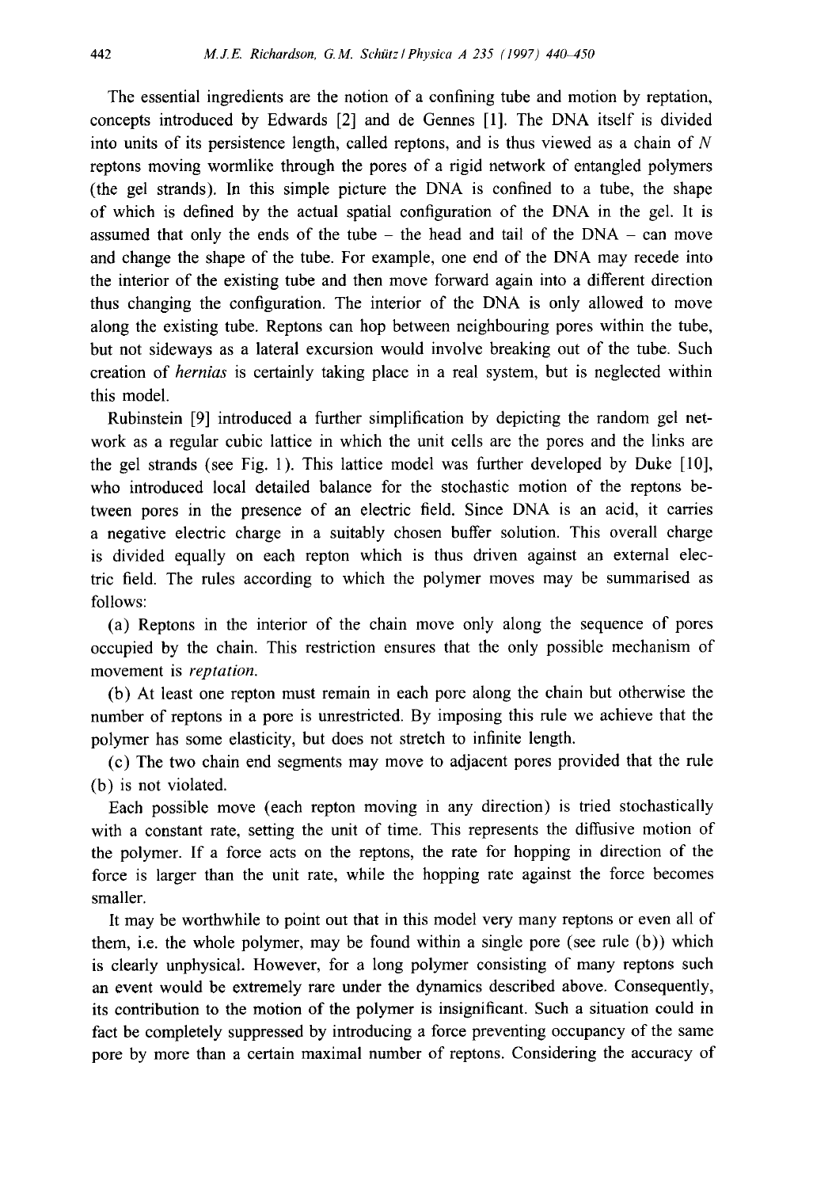The essential ingredients are the notion of a confining tube and motion by reptation, concepts introduced by Edwards [2] and de Gennes [1]. The DNA itself is divided into units of its persistence length, called reptons, and is thus viewed as a chain of $N$ reptons moving wormlike through the pores of a rigid network of entangled polymers (the gel strands). In this simple picture the DNA is confined to a tube, the shape of which is defined by the actual spatial configuration of the DNA in the gel. It is assumed that only the ends of the tube – the head and tail of the DNA – can move and change the shape of the tube. For example, one end of the DNA may recede into the interior of the existing tube and then move forward again into a different direction thus changing the configuration. The interior of the DNA is only allowed to move along the existing tube. Reptons can hop between neighbouring pores within the tube, but not sideways as a lateral excursion would involve breaking out of the tube. Such creation of *hernias* is certainly taking place in a real system, but is neglected within this model.

Rubinstein [9] introduced a further simplification by depicting the random gel network as a regular cubic lattice in which the unit cells are the pores and the links are the gel strands (see Fig. 1). This lattice model was further developed by Duke [10], who introduced local detailed balance for the stochastic motion of the reptons between pores in the presence of an electric field. Since DNA is an acid, it carries a negative electric charge in a suitably chosen buffer solution. This overall charge is divided equally on each repton which is thus driven against an external electric field. The rules according to which the polymer moves may be summarised as follows:

(a) Reptons in the interior of the chain move only along the sequence of pores occupied by the chain. This restriction ensures that the only possible mechanism of movement is *reptation*.

(b) At least one repton must remain in each pore along the chain but otherwise the number of reptons in a pore is unrestricted. By imposing this rule we achieve that the polymer has some elasticity, but does not stretch to infinite length.

(c) The two chain end segments may move to adjacent pores provided that the rule (b) is not violated.

Each possible move (each repton moving in any direction) is tried stochastically with a constant rate, setting the unit of time. This represents the diffusive motion of the polymer. If a force acts on the reptons, the rate for hopping in direction of the force is larger than the unit rate, while the hopping rate against the force becomes smaller.

It may be worthwhile to point out that in this model very many reptons or even all of them, i.e. the whole polymer, may be found within a single pore (see rule (b)) which is clearly unphysical. However, for a long polymer consisting of many reptons such an event would be extremely rare under the dynamics described above. Consequently, its contribution to the motion of the polymer is insignificant. Such a situation could in fact be completely suppressed by introducing a force preventing occupancy of the same pore by more than a certain maximal number of reptons. Considering the accuracy of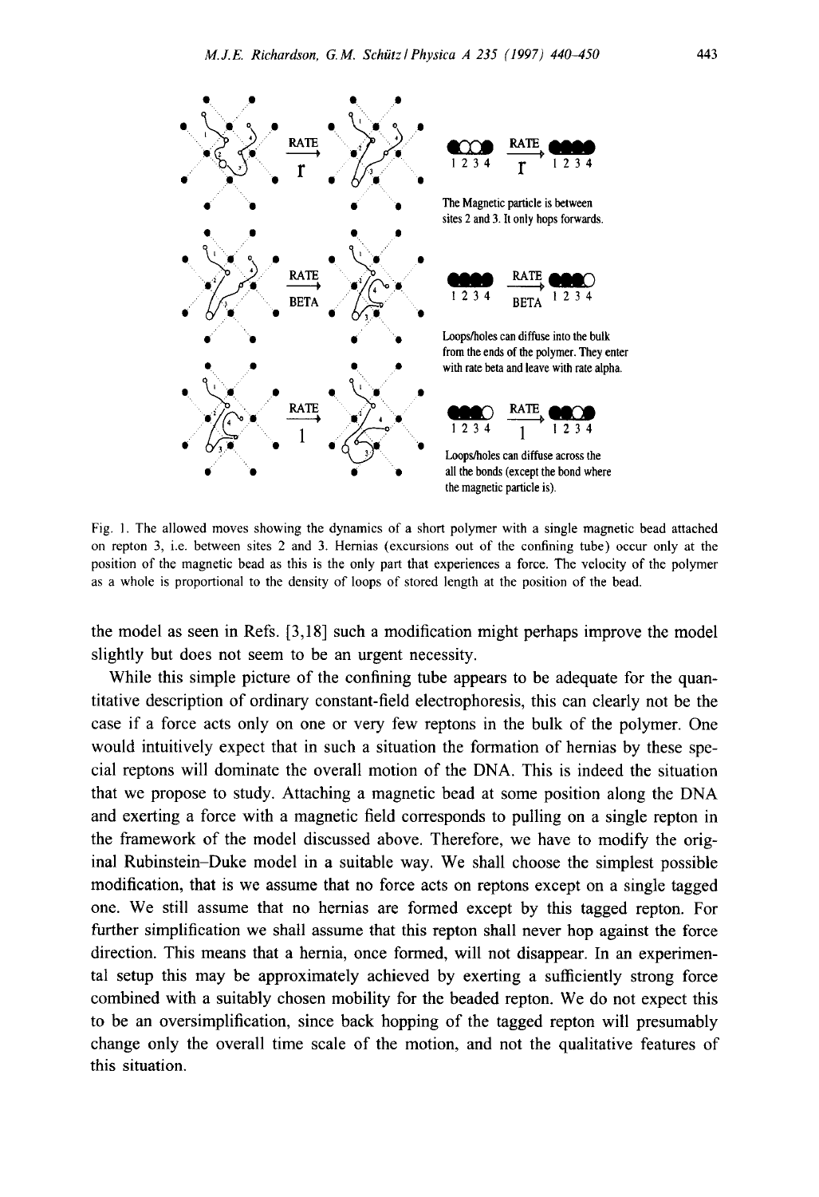RATE r

1 2 3 4 RATE r 1 2 3 4

The Magnetic particle is between sites 2 and 3. It only hops forwards.

RATE BETA

1 2 3 4 RATE BETA 1 2 3 4

Loops/holes can diffuse into the bulk from the ends of the polymer. They enter with rate beta and leave with rate alpha.

RATE 1

1 2 3 4 RATE 1 1 2 3 4

Loops/holes can diffuse across the all the bonds (except the bond where the magnetic particle is).

Fig. 1. The allowed moves showing the dynamics of a short polymer with a single magnetic bead attached on repton 3, i.e. between sites 2 and 3. Hernias (excursions out of the confining tube) occur only at the position of the magnetic bead as this is the only part that experiences a force. The velocity of the polymer as a whole is proportional to the density of loops of stored length at the position of the bead.

the model as seen in Refs. [3,18] such a modification might perhaps improve the model slightly but does not seem to be an urgent necessity.

While this simple picture of the confining tube appears to be adequate for the quantitative description of ordinary constant-field electrophoresis, this can clearly not be the case if a force acts only on one or very few reptons in the bulk of the polymer. One would intuitively expect that in such a situation the formation of hernias by these special reptons will dominate the overall motion of the DNA. This is indeed the situation that we propose to study. Attaching a magnetic bead at some position along the DNA and exerting a force with a magnetic field corresponds to pulling on a single repton in the framework of the model discussed above. Therefore, we have to modify the original Rubinstein–Duke model in a suitable way. We shall choose the simplest possible modification, that is we assume that no force acts on reptons except on a single tagged one. We still assume that no hernias are formed except by this tagged repton. For further simplification we shall assume that this repton shall never hop against the force direction. This means that a hernia, once formed, will not disappear. In an experimental setup this may be approximately achieved by exerting a sufficiently strong force combined with a suitably chosen mobility for the beaded repton. We do not expect this to be an oversimplification, since back hopping of the tagged repton will presumably change only the overall time scale of the motion, and not the qualitative features of this situation.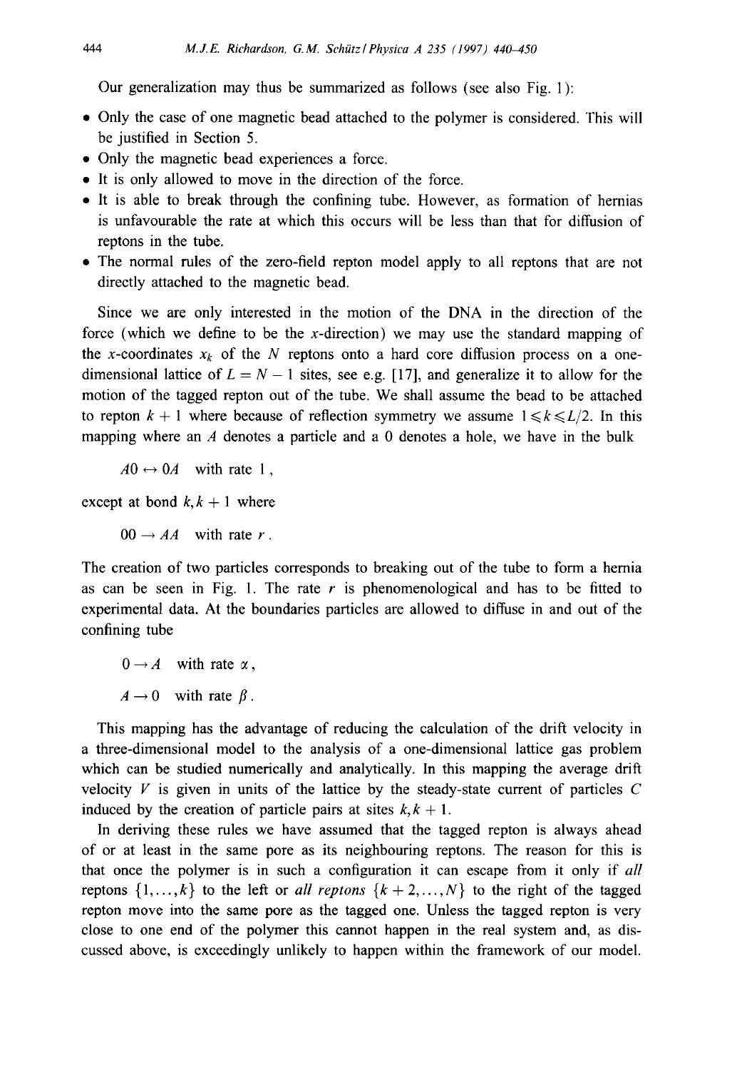Our generalization may thus be summarized as follows (see also Fig. 1):

- Only the case of one magnetic bead attached to the polymer is considered. This will be justified in Section 5.
- Only the magnetic bead experiences a force.
- It is only allowed to move in the direction of the force.
- It is able to break through the confining tube. However, as formation of hernias is unfavourable the rate at which this occurs will be less than that for diffusion of reptons in the tube.
- The normal rules of the zero-field repton model apply to all reptons that are not directly attached to the magnetic bead.

Since we are only interested in the motion of the DNA in the direction of the force (which we define to be the $x$-direction) we may use the standard mapping of the $x$-coordinates $x_k$ of the $N$ reptons onto a hard core diffusion process on a one-dimensional lattice of $L = N - 1$ sites, see e.g. [17], and generalize it to allow for the motion of the tagged repton out of the tube. We shall assume the bead to be attached to repton $k + 1$ where because of reflection symmetry we assume $1 \leqslant k \leqslant L/2$. In this mapping where an $A$ denotes a particle and a 0 denotes a hole, we have in the bulk

$$A0 \leftrightarrow 0A \quad \text{with rate } 1 ,$$

except at bond $k, k+1$ where

$$00 \rightarrow AA \quad \text{with rate } r .$$

The creation of two particles corresponds to breaking out of the tube to form a hernia as can be seen in Fig. 1. The rate $r$ is phenomenological and has to be fitted to experimental data. At the boundaries particles are allowed to diffuse in and out of the confining tube

$$0 \rightarrow A \quad \text{with rate } \alpha ,$$

$$A \rightarrow 0 \quad \text{with rate } \beta .$$

This mapping has the advantage of reducing the calculation of the drift velocity in a three-dimensional model to the analysis of a one-dimensional lattice gas problem which can be studied numerically and analytically. In this mapping the average drift velocity $V$ is given in units of the lattice by the steady-state current of particles $C$ induced by the creation of particle pairs at sites $k, k+1$.

In deriving these rules we have assumed that the tagged repton is always ahead of or at least in the same pore as its neighbouring reptons. The reason for this is that once the polymer is in such a configuration it can escape from it only if *all* reptons $\{1, \ldots, k\}$ to the left or *all reptons* $\{k+2, \ldots, N\}$ to the right of the tagged repton move into the same pore as the tagged one. Unless the tagged repton is very close to one end of the polymer this cannot happen in the real system and, as discussed above, is exceedingly unlikely to happen within the framework of our model.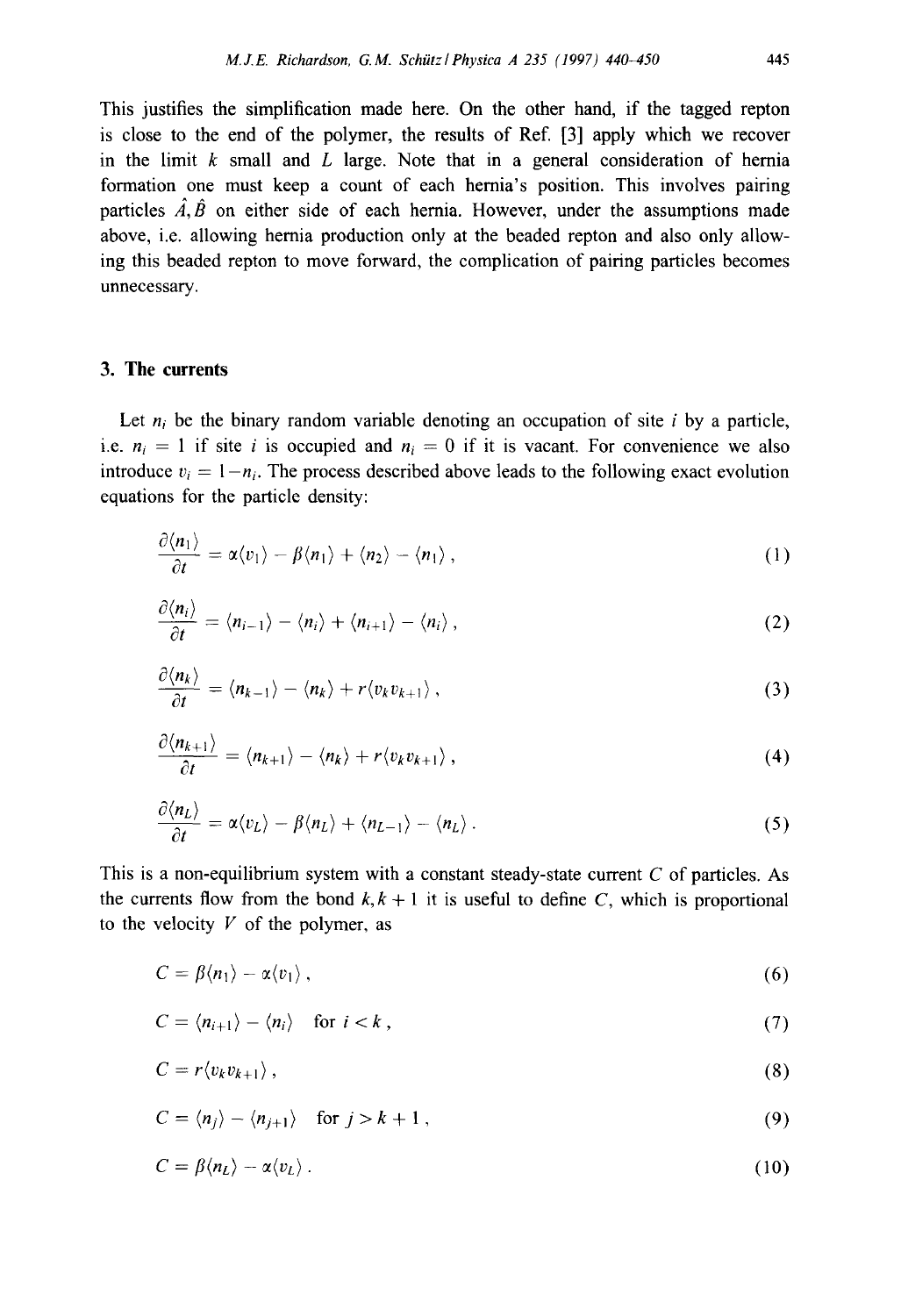This justifies the simplification made here. On the other hand, if the tagged repton is close to the end of the polymer, the results of Ref. [3] apply which we recover in the limit $k$ small and $L$ large. Note that in a general consideration of hernia formation one must keep a count of each hernia's position. This involves pairing particles $\hat{A}, \hat{B}$ on either side of each hernia. However, under the assumptions made above, i.e. allowing hernia production only at the beaded repton and also only allowing this beaded repton to move forward, the complication of pairing particles becomes unnecessary.

## 3. The currents

Let $n_i$ be the binary random variable denoting an occupation of site $i$ by a particle, i.e. $n_i = 1$ if site $i$ is occupied and $n_i = 0$ if it is vacant. For convenience we also introduce $v_i = 1 - n_i$. The process described above leads to the following exact evolution equations for the particle density:

$$\frac{\partial \langle n_1 \rangle}{\partial t} = \alpha \langle v_1 \rangle - \beta \langle n_1 \rangle + \langle n_2 \rangle - \langle n_1 \rangle \,, \tag{1}$$

$$\frac{\partial \langle n_i \rangle}{\partial t} = \langle n_{i-1} \rangle - \langle n_i \rangle + \langle n_{i+1} \rangle - \langle n_i \rangle \,, \tag{2}$$

$$\frac{\partial \langle n_k \rangle}{\partial t} = \langle n_{k-1} \rangle - \langle n_k \rangle + r \langle v_k v_{k+1} \rangle \,, \tag{3}$$

$$\frac{\partial \langle n_{k+1} \rangle}{\partial t} = \langle n_{k+1} \rangle - \langle n_k \rangle + r \langle v_k v_{k+1} \rangle \,, \tag{4}$$

$$\frac{\partial \langle n_L \rangle}{\partial t} = \alpha \langle v_L \rangle - \beta \langle n_L \rangle + \langle n_{L-1} \rangle - \langle n_L \rangle \,. \tag{5}$$

This is a non-equilibrium system with a constant steady-state current $C$ of particles. As the currents flow from the bond $k, k+1$ it is useful to define $C$, which is proportional to the velocity $V$ of the polymer, as

$$C = \beta \langle n_1 \rangle - \alpha \langle v_1 \rangle \,, \tag{6}$$

$$C = \langle n_{i+1} \rangle - \langle n_i \rangle \quad \text{for } i < k \,, \tag{7}$$

$$C = r \langle v_k v_{k+1} \rangle \,, \tag{8}$$

$$C = \langle n_j \rangle - \langle n_{j+1} \rangle \quad \text{for } j > k+1 \,, \tag{9}$$

$$C = \beta \langle n_L \rangle - \alpha \langle v_L \rangle \,. \tag{10}$$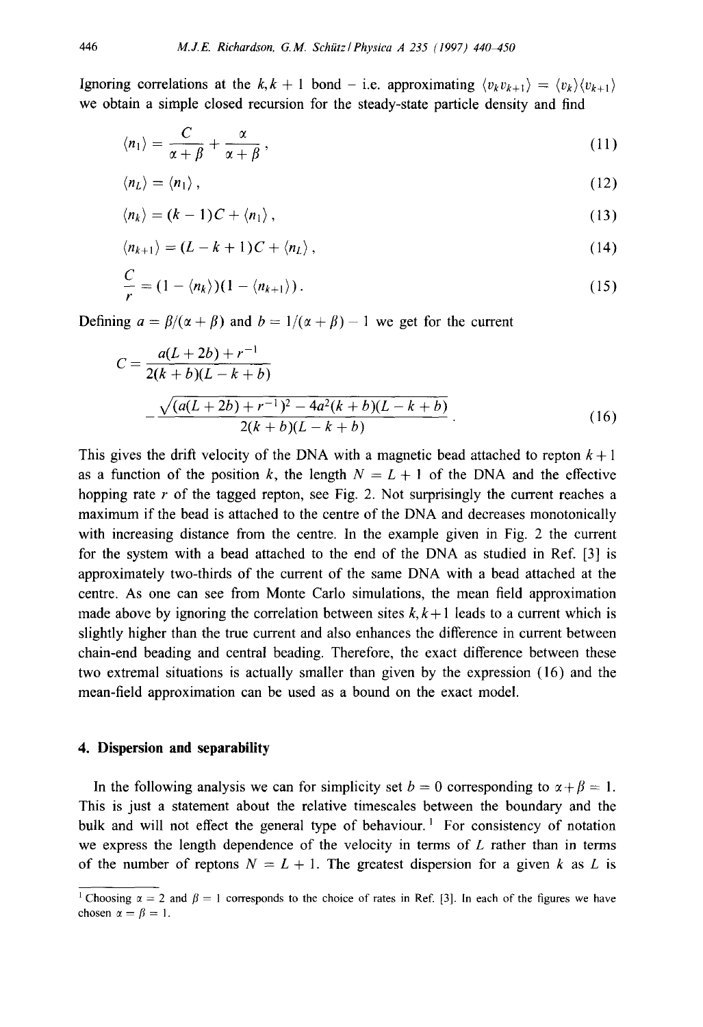Ignoring correlations at the $k, k+1$ bond – i.e. approximating $\langle v_k v_{k+1} \rangle = \langle v_k \rangle \langle v_{k+1} \rangle$ we obtain a simple closed recursion for the steady-state particle density and find

$$\langle n_1 \rangle = \frac{C}{\alpha + \beta} + \frac{\alpha}{\alpha + \beta}, \tag{11}$$

$$\langle n_L \rangle = \langle n_1 \rangle, \tag{12}$$

$$\langle n_k \rangle = (k-1)C + \langle n_1 \rangle, \tag{13}$$

$$\langle n_{k+1} \rangle = (L-k+1)C + \langle n_L \rangle, \tag{14}$$

$$\frac{C}{r} = (1 - \langle n_k \rangle)(1 - \langle n_{k+1} \rangle). \tag{15}$$

Defining $a = \beta/(\alpha + \beta)$ and $b = 1/(\alpha + \beta) - 1$ we get for the current

$$C = \frac{a(L+2b) + r^{-1}}{2(k+b)(L-k+b)} - \frac{\sqrt{(a(L+2b)+r^{-1})^2 - 4a^2(k+b)(L-k+b)}}{2(k+b)(L-k+b)}. \tag{16}$$

This gives the drift velocity of the DNA with a magnetic bead attached to repton $k+1$ as a function of the position $k$, the length $N = L+1$ of the DNA and the effective hopping rate $r$ of the tagged repton, see Fig. 2. Not surprisingly the current reaches a maximum if the bead is attached to the centre of the DNA and decreases monotonically with increasing distance from the centre. In the example given in Fig. 2 the current for the system with a bead attached to the end of the DNA as studied in Ref. [3] is approximately two-thirds of the current of the same DNA with a bead attached at the centre. As one can see from Monte Carlo simulations, the mean field approximation made above by ignoring the correlation between sites $k, k+1$ leads to a current which is slightly higher than the true current and also enhances the difference in current between chain-end beading and central beading. Therefore, the exact difference between these two extremal situations is actually smaller than given by the expression (16) and the mean-field approximation can be used as a bound on the exact model.

## 4. Dispersion and separability

In the following analysis we can for simplicity set $b = 0$ corresponding to $\alpha + \beta = 1$. This is just a statement about the relative timescales between the boundary and the bulk and will not effect the general type of behaviour. [1] For consistency of notation we express the length dependence of the velocity in terms of $L$ rather than in terms of the number of reptons $N = L+1$. The greatest dispersion for a given $k$ as $L$ is

[1] Choosing $\alpha = 2$ and $\beta = 1$ corresponds to the choice of rates in Ref. [3]. In each of the figures we have chosen $\alpha = \beta = 1$.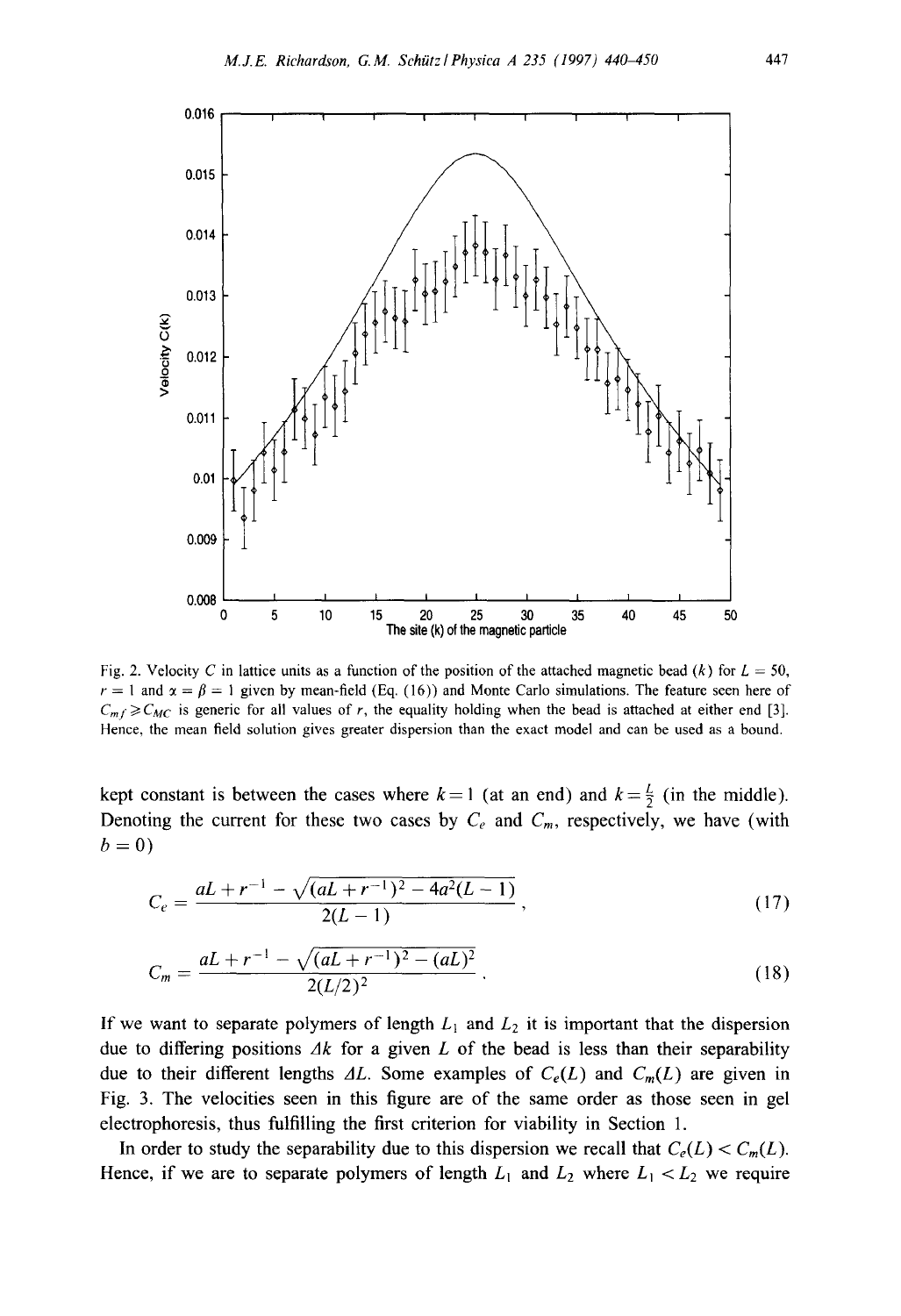Fig. 2. Velocity $C$ in lattice units as a function of the position of the attached magnetic bead ($k$) for $L = 50$, $r = 1$ and $\alpha = \beta = 1$ given by mean-field (Eq. (16)) and Monte Carlo simulations. The feature seen here of $C_{mf} \geqslant C_{MC}$ is generic for all values of $r$, the equality holding when the bead is attached at either end [3]. Hence, the mean field solution gives greater dispersion than the exact model and can be used as a bound.

kept constant is between the cases where $k = 1$ (at an end) and $k = \frac{L}{2}$ (in the middle). Denoting the current for these two cases by $C_e$ and $C_m$, respectively, we have (with $b = 0$)

$$C_e = \frac{aL + r^{-1} - \sqrt{(aL + r^{-1})^2 - 4a^2(L-1)}}{2(L-1)}, \tag{17}$$

$$C_m = \frac{aL + r^{-1} - \sqrt{(aL + r^{-1})^2 - (aL)^2}}{2(L/2)^2}. \tag{18}$$

If we want to separate polymers of length $L_1$ and $L_2$ it is important that the dispersion due to differing positions $\Delta k$ for a given $L$ of the bead is less than their separability due to their different lengths $\Delta L$. Some examples of $C_e(L)$ and $C_m(L)$ are given in Fig. 3. The velocities seen in this figure are of the same order as those seen in gel electrophoresis, thus fulfilling the first criterion for viability in Section 1.

In order to study the separability due to this dispersion we recall that $C_e(L) < C_m(L)$. Hence, if we are to separate polymers of length $L_1$ and $L_2$ where $L_1 < L_2$ we require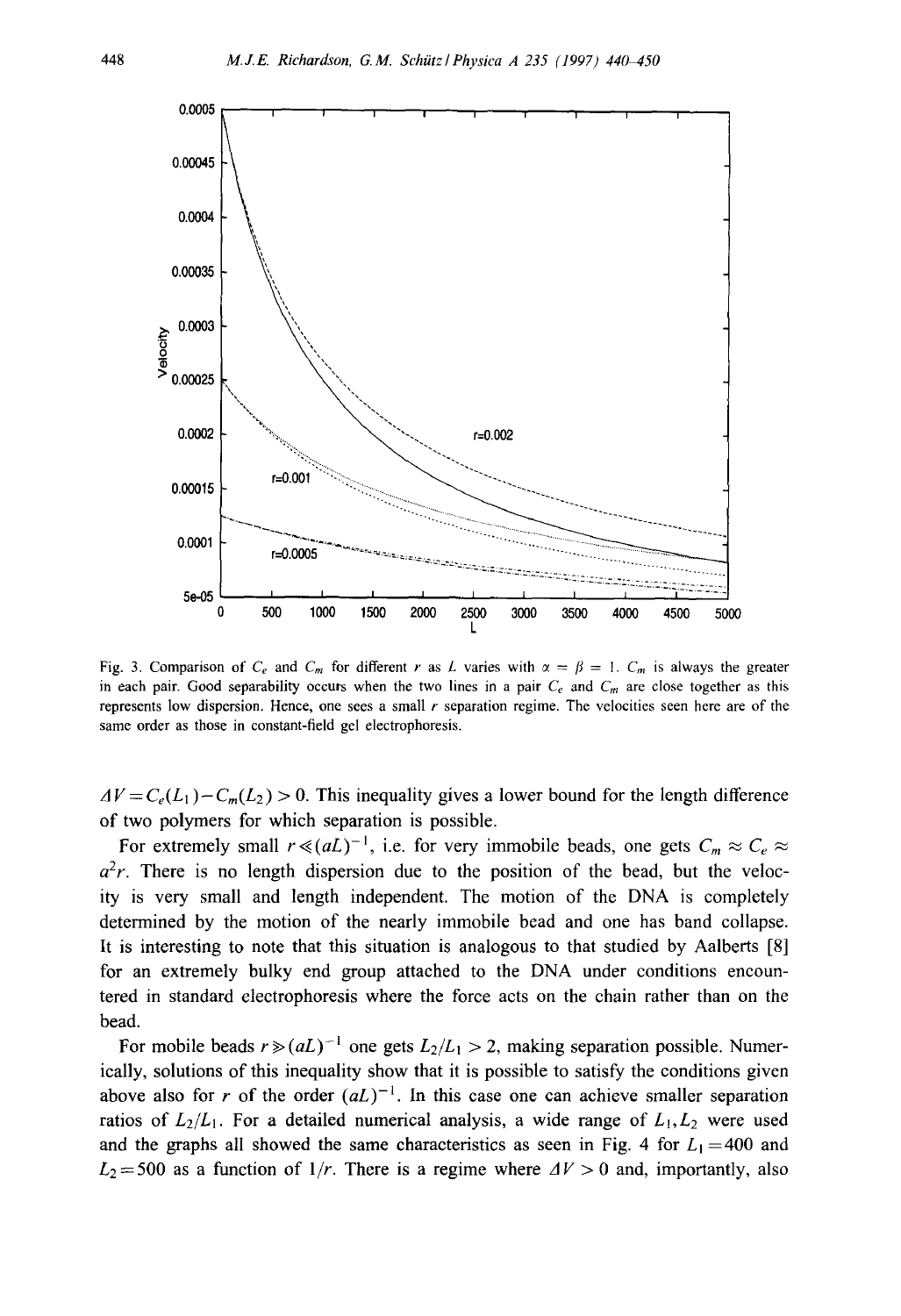Fig. 3. Comparison of $C_e$ and $C_m$ for different $r$ as $L$ varies with $\alpha = \beta = 1$. $C_m$ is always the greater in each pair. Good separability occurs when the two lines in a pair $C_e$ and $C_m$ are close together as this represents low dispersion. Hence, one sees a small $r$ separation regime. The velocities seen here are of the same order as those in constant-field gel electrophoresis.

$\Delta V = C_e(L_1) - C_m(L_2) > 0$. This inequality gives a lower bound for the length difference of two polymers for which separation is possible.

For extremely small $r \ll (aL)^{-1}$, i.e. for very immobile beads, one gets $C_m \approx C_e \approx a^2 r$. There is no length dispersion due to the position of the bead, but the velocity is very small and length independent. The motion of the DNA is completely determined by the motion of the nearly immobile bead and one has band collapse. It is interesting to note that this situation is analogous to that studied by Aalberts [8] for an extremely bulky end group attached to the DNA under conditions encountered in standard electrophoresis where the force acts on the chain rather than on the bead.

For mobile beads $r \gg (aL)^{-1}$ one gets $L_2/L_1 > 2$, making separation possible. Numerically, solutions of this inequality show that it is possible to satisfy the conditions given above also for $r$ of the order $(aL)^{-1}$. In this case one can achieve smaller separation ratios of $L_2/L_1$. For a detailed numerical analysis, a wide range of $L_1, L_2$ were used and the graphs all showed the same characteristics as seen in Fig. 4 for $L_1 = 400$ and $L_2 = 500$ as a function of $1/r$. There is a regime where $\Delta V > 0$ and, importantly, also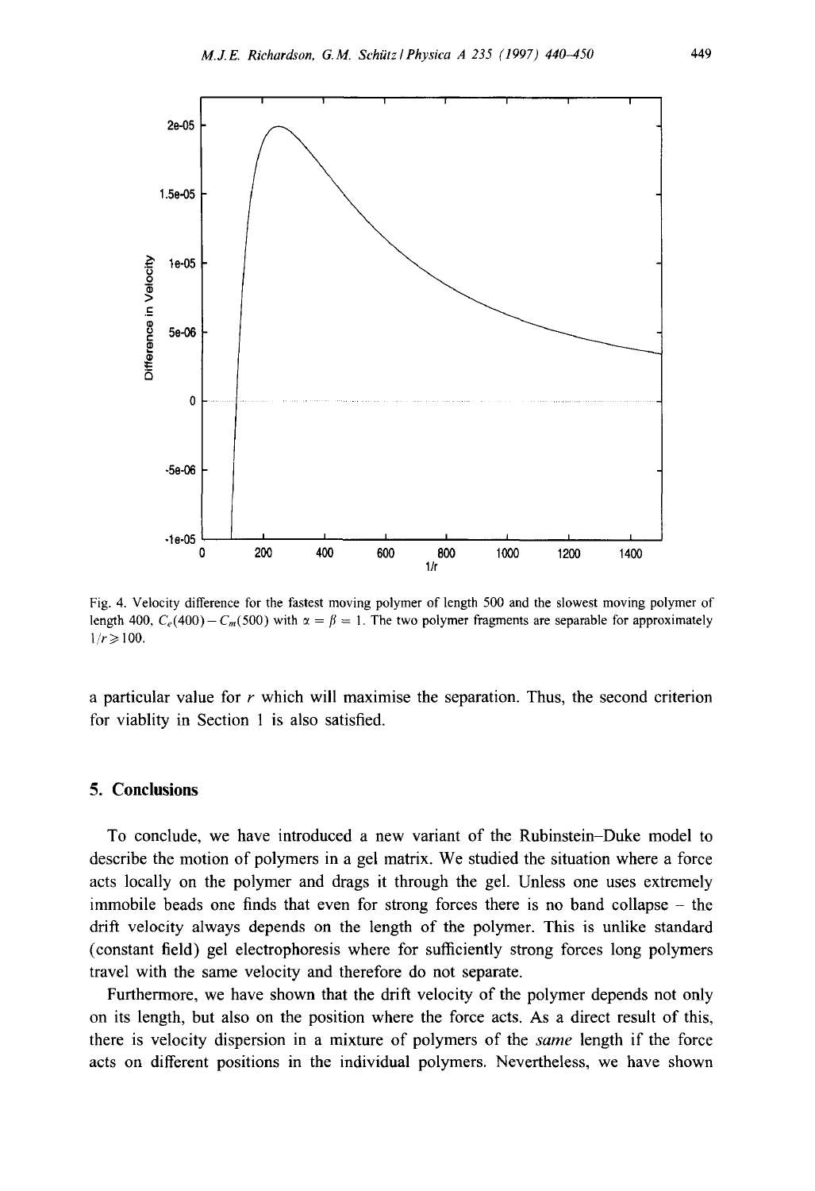Fig. 4. Velocity difference for the fastest moving polymer of length 500 and the slowest moving polymer of length 400, $C_e(400) - C_m(500)$ with $\alpha = \beta = 1$. The two polymer fragments are separable for approximately $1/r \geqslant 100$.

a particular value for $r$ which will maximise the separation. Thus, the second criterion for viablity in Section 1 is also satisfied.

## 5. Conclusions

To conclude, we have introduced a new variant of the Rubinstein–Duke model to describe the motion of polymers in a gel matrix. We studied the situation where a force acts locally on the polymer and drags it through the gel. Unless one uses extremely immobile beads one finds that even for strong forces there is no band collapse – the drift velocity always depends on the length of the polymer. This is unlike standard (constant field) gel electrophoresis where for sufficiently strong forces long polymers travel with the same velocity and therefore do not separate.

Furthermore, we have shown that the drift velocity of the polymer depends not only on its length, but also on the position where the force acts. As a direct result of this, there is velocity dispersion in a mixture of polymers of the *same* length if the force acts on different positions in the individual polymers. Nevertheless, we have shown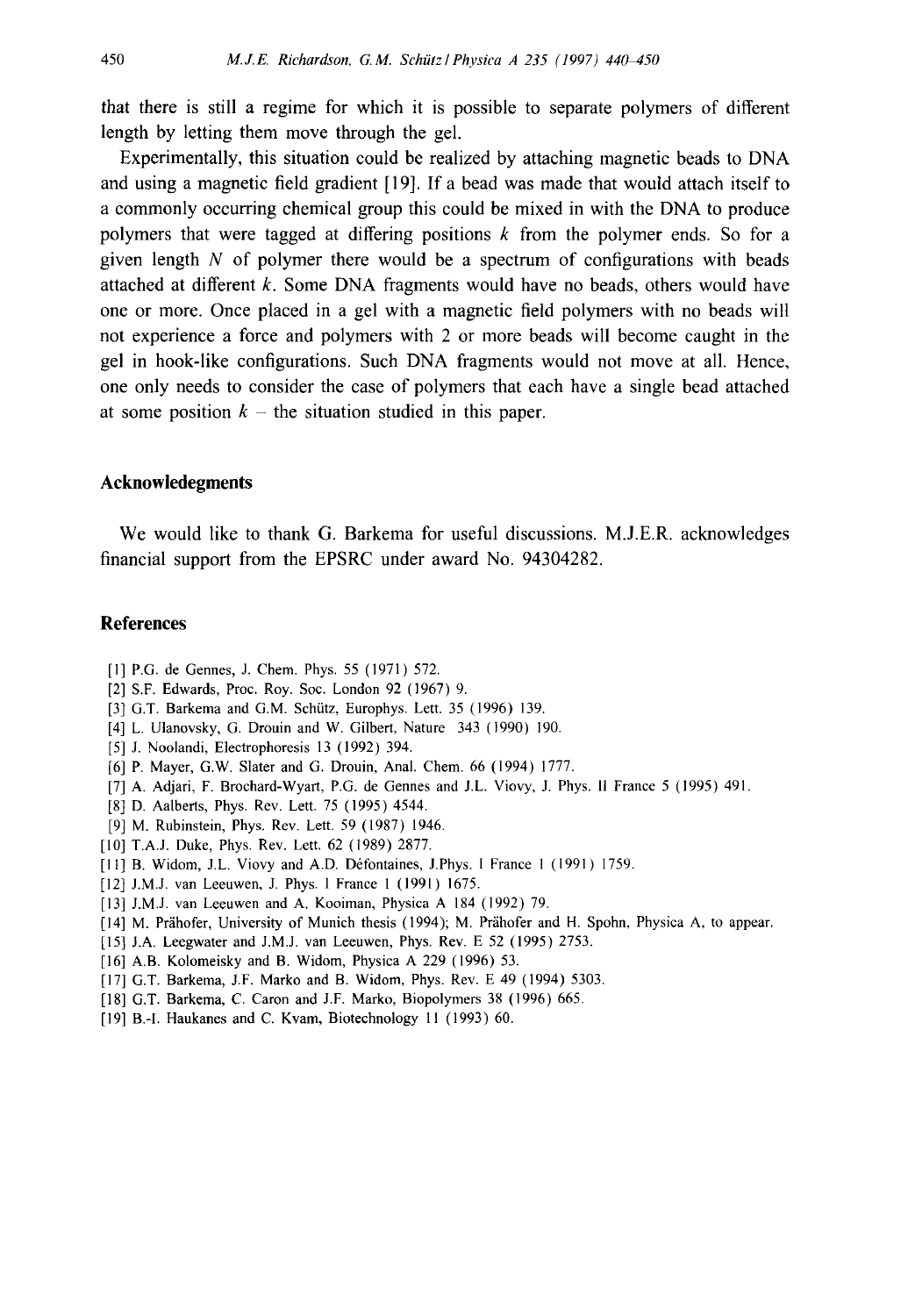that there is still a regime for which it is possible to separate polymers of different length by letting them move through the gel.

Experimentally, this situation could be realized by attaching magnetic beads to DNA and using a magnetic field gradient [19]. If a bead was made that would attach itself to a commonly occurring chemical group this could be mixed in with the DNA to produce polymers that were tagged at differing positions $k$ from the polymer ends. So for a given length $N$ of polymer there would be a spectrum of configurations with beads attached at different $k$. Some DNA fragments would have no beads, others would have one or more. Once placed in a gel with a magnetic field polymers with no beads will not experience a force and polymers with 2 or more beads will become caught in the gel in hook-like configurations. Such DNA fragments would not move at all. Hence, one only needs to consider the case of polymers that each have a single bead attached at some position $k$ – the situation studied in this paper.

## Acknowledgements

We would like to thank G. Barkema for useful discussions. M.J.E.R. acknowledges financial support from the EPSRC under award No. 94304282.

## References

[1] P.G. de Gennes, J. Chem. Phys. 55 (1971) 572.
[2] S.F. Edwards, Proc. Roy. Soc. London 92 (1967) 9.
[3] G.T. Barkema and G.M. Schütz, Europhys. Lett. 35 (1996) 139.
[4] L. Ulanovsky, G. Drouin and W. Gilbert, Nature 343 (1990) 190.
[5] J. Noolandi, Electrophoresis 13 (1992) 394.
[6] P. Mayer, G.W. Slater and G. Drouin, Anal. Chem. 66 (1994) 1777.
[7] A. Adjari, F. Brochard-Wyart, P.G. de Gennes and J.L. Viovy, J. Phys. II France 5 (1995) 491.
[8] D. Aalberts, Phys. Rev. Lett. 75 (1995) 4544.
[9] M. Rubinstein, Phys. Rev. Lett. 59 (1987) 1946.
[10] T.A.J. Duke, Phys. Rev. Lett. 62 (1989) 2877.
[11] B. Widom, J.L. Viovy and A.D. Défontaines, J.Phys. I France 1 (1991) 1759.
[12] J.M.J. van Leeuwen, J. Phys. I France 1 (1991) 1675.
[13] J.M.J. van Leeuwen and A. Kooiman, Physica A 184 (1992) 79.
[14] M. Prähofer, University of Munich thesis (1994); M. Prähofer and H. Spohn, Physica A, to appear.
[15] J.A. Leegwater and J.M.J. van Leeuwen, Phys. Rev. E 52 (1995) 2753.
[16] A.B. Kolomeisky and B. Widom, Physica A 229 (1996) 53.
[17] G.T. Barkema, J.F. Marko and B. Widom, Phys. Rev. E 49 (1994) 5303.
[18] G.T. Barkema, C. Caron and J.F. Marko, Biopolymers 38 (1996) 665.
[19] B.-I. Haukanes and C. Kvam, Biotechnology 11 (1993) 60.